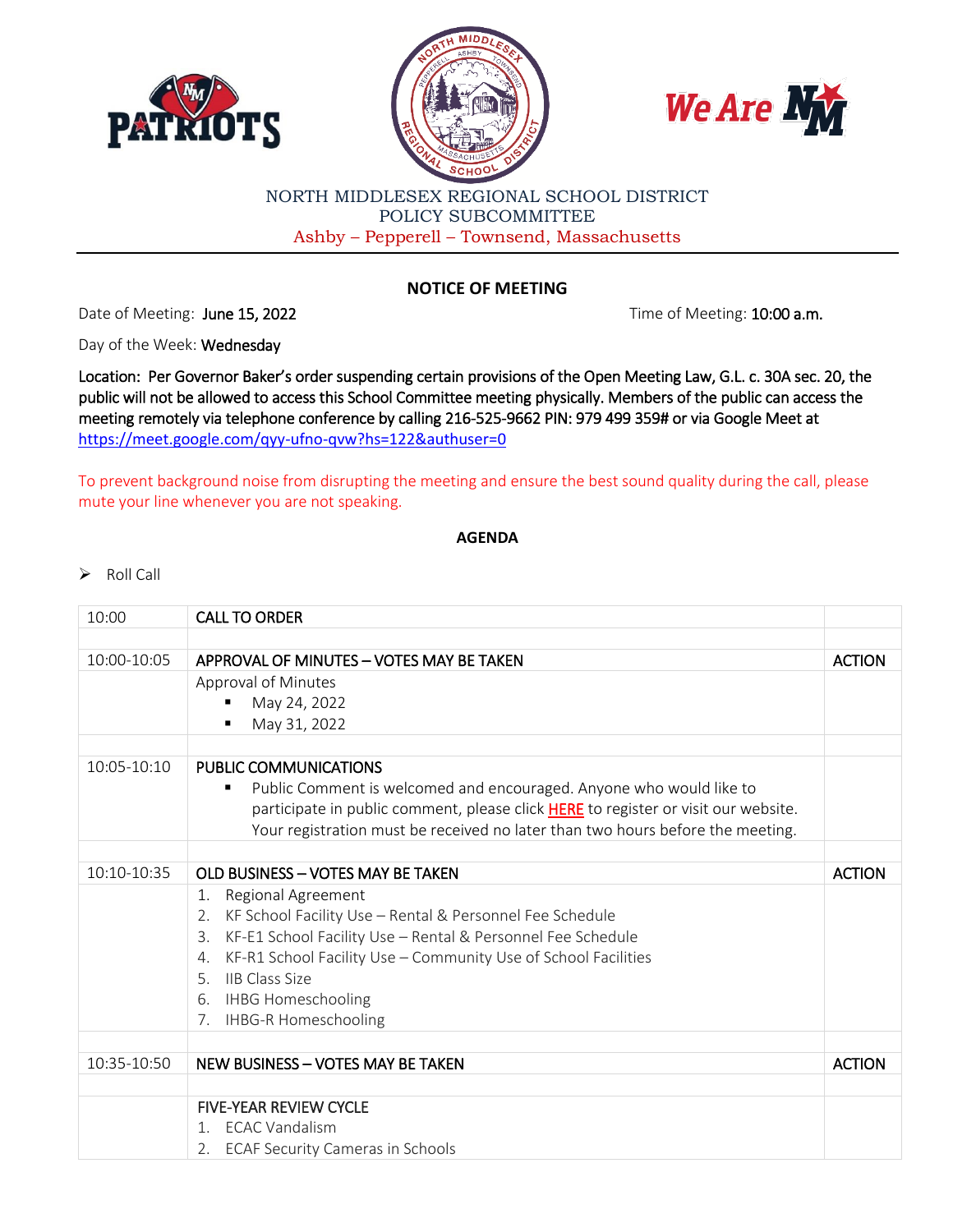NORTH MIDDLESEX REGIONAL SCHOOL DISTRICT
POLICY SUBCOMMITTEE
Ashby – Pepperell – Townsend, Massachusetts

## NOTICE OF MEETING

Date of Meeting: **June 15, 2022** Time of Meeting: **10:00 a.m.**

Day of the Week: **Wednesday**

Location: Per Governor Baker's order suspending certain provisions of the Open Meeting Law, G.L. c. 30A sec. 20, the public will not be allowed to access this School Committee meeting physically. Members of the public can access the meeting remotely via telephone conference by calling 216-525-9662 PIN: 979 499 359# or via Google Meet at https://meet.google.com/qyy-ufno-qvw?hs=122&authuser=0

To prevent background noise from disrupting the meeting and ensure the best sound quality during the call, please mute your line whenever you are not speaking.

## AGENDA

- Roll Call

| | | |
|---|---|---|
| 10:00 | CALL TO ORDER | |
| | | |
| 10:00-10:05 | APPROVAL OF MINUTES – VOTES MAY BE TAKEN | ACTION |
| | Approval of Minutes<br>▪ May 24, 2022<br>▪ May 31, 2022 | |
| | | |
| 10:05-10:10 | PUBLIC COMMUNICATIONS<br>▪ Public Comment is welcomed and encouraged. Anyone who would like to participate in public comment, please click HERE to register or visit our website. Your registration must be received no later than two hours before the meeting. | |
| | | |
| 10:10-10:35 | OLD BUSINESS – VOTES MAY BE TAKEN | ACTION |
| | 1. Regional Agreement<br>2. KF School Facility Use – Rental & Personnel Fee Schedule<br>3. KF-E1 School Facility Use – Rental & Personnel Fee Schedule<br>4. KF-R1 School Facility Use – Community Use of School Facilities<br>5. IIB Class Size<br>6. IHBG Homeschooling<br>7. IHBG-R Homeschooling | |
| | | |
| 10:35-10:50 | NEW BUSINESS – VOTES MAY BE TAKEN | ACTION |
| | | |
| | FIVE-YEAR REVIEW CYCLE<br>1. ECAC Vandalism<br>2. ECAF Security Cameras in Schools | |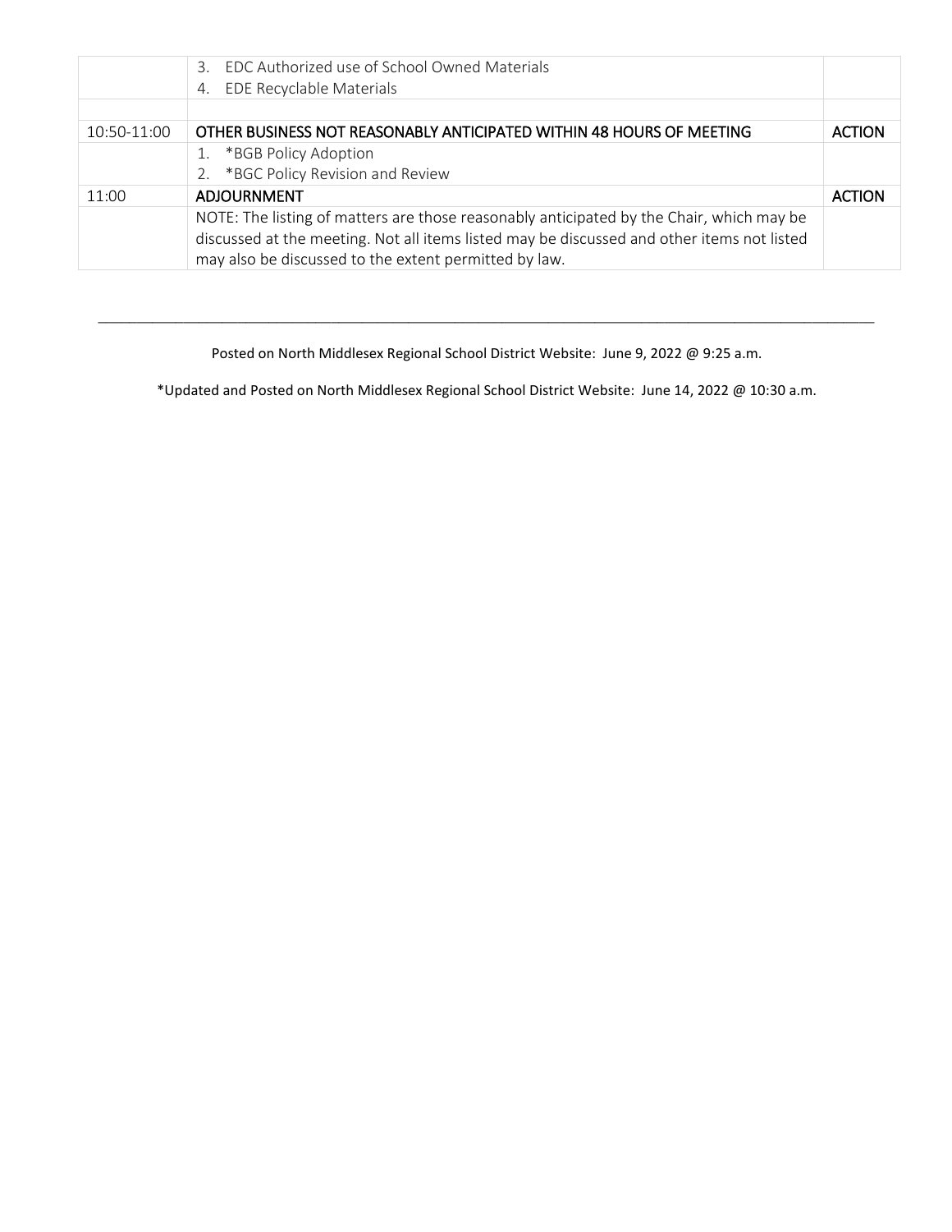| | | |
|---|---|---|
| | 3. EDC Authorized use of School Owned Materials<br>4. EDE Recyclable Materials | |
| | | |
| 10:50-11:00 | OTHER BUSINESS NOT REASONABLY ANTICIPATED WITHIN 48 HOURS OF MEETING | ACTION |
| | 1. *BGB Policy Adoption<br>2. *BGC Policy Revision and Review | |
| 11:00 | ADJOURNMENT | ACTION |
| | NOTE: The listing of matters are those reasonably anticipated by the Chair, which may be discussed at the meeting. Not all items listed may be discussed and other items not listed may also be discussed to the extent permitted by law. | |

---

Posted on North Middlesex Regional School District Website: June 9, 2022 @ 9:25 a.m.

*Updated and Posted on North Middlesex Regional School District Website: June 14, 2022 @ 10:30 a.m.